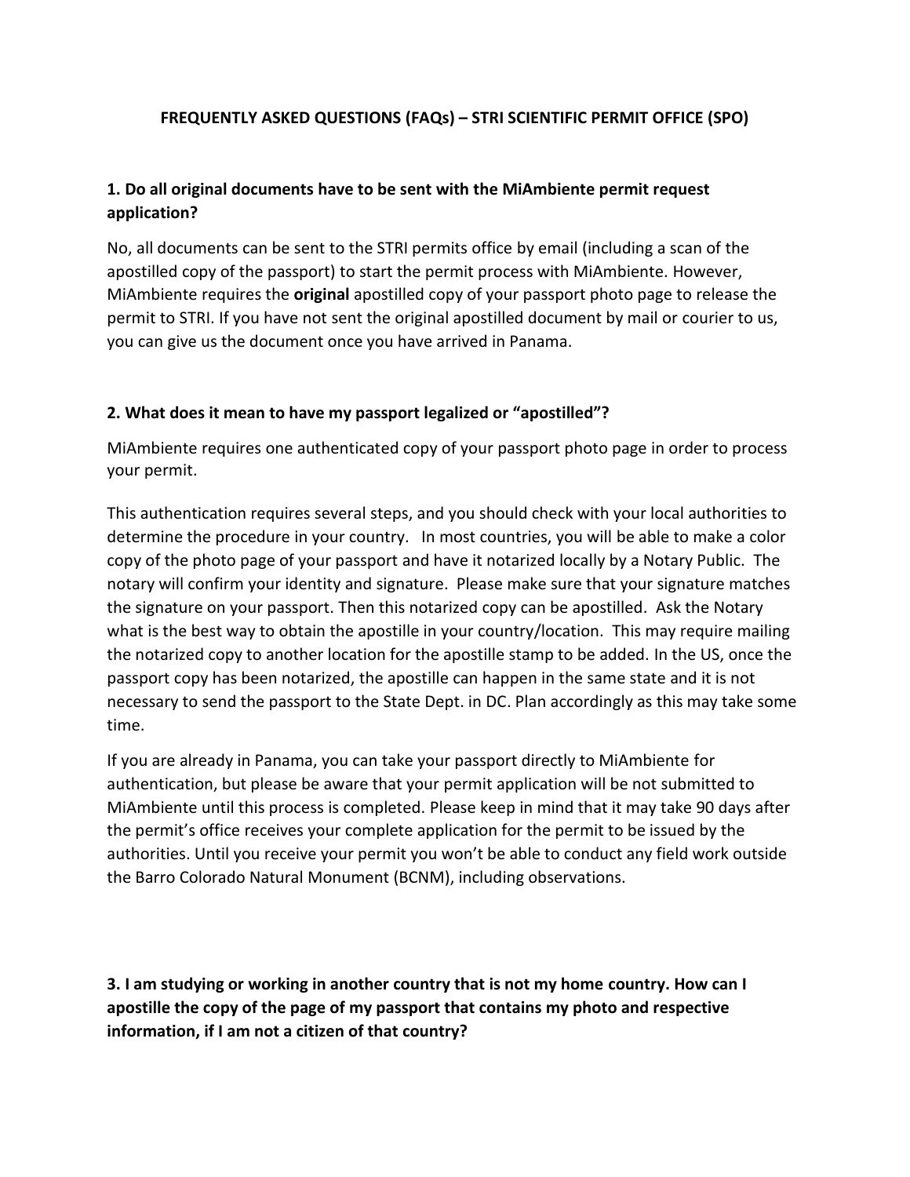# FREQUENTLY ASKED QUESTIONS (FAQs) – STRI SCIENTIFIC PERMIT OFFICE (SPO)

## 1. Do all original documents have to be sent with the MiAmbiente permit request application?

No, all documents can be sent to the STRI permits office by email (including a scan of the apostilled copy of the passport) to start the permit process with MiAmbiente. However, MiAmbiente requires the **original** apostilled copy of your passport photo page to release the permit to STRI. If you have not sent the original apostilled document by mail or courier to us, you can give us the document once you have arrived in Panama.

## 2. What does it mean to have my passport legalized or "apostilled"?

MiAmbiente requires one authenticated copy of your passport photo page in order to process your permit.

This authentication requires several steps, and you should check with your local authorities to determine the procedure in your country. In most countries, you will be able to make a color copy of the photo page of your passport and have it notarized locally by a Notary Public. The notary will confirm your identity and signature. Please make sure that your signature matches the signature on your passport. Then this notarized copy can be apostilled. Ask the Notary what is the best way to obtain the apostille in your country/location. This may require mailing the notarized copy to another location for the apostille stamp to be added. In the US, once the passport copy has been notarized, the apostille can happen in the same state and it is not necessary to send the passport to the State Dept. in DC. Plan accordingly as this may take some time.

If you are already in Panama, you can take your passport directly to MiAmbiente for authentication, but please be aware that your permit application will be not submitted to MiAmbiente until this process is completed. Please keep in mind that it may take 90 days after the permit's office receives your complete application for the permit to be issued by the authorities. Until you receive your permit you won't be able to conduct any field work outside the Barro Colorado Natural Monument (BCNM), including observations.

## 3. I am studying or working in another country that is not my home country. How can I apostille the copy of the page of my passport that contains my photo and respective information, if I am not a citizen of that country?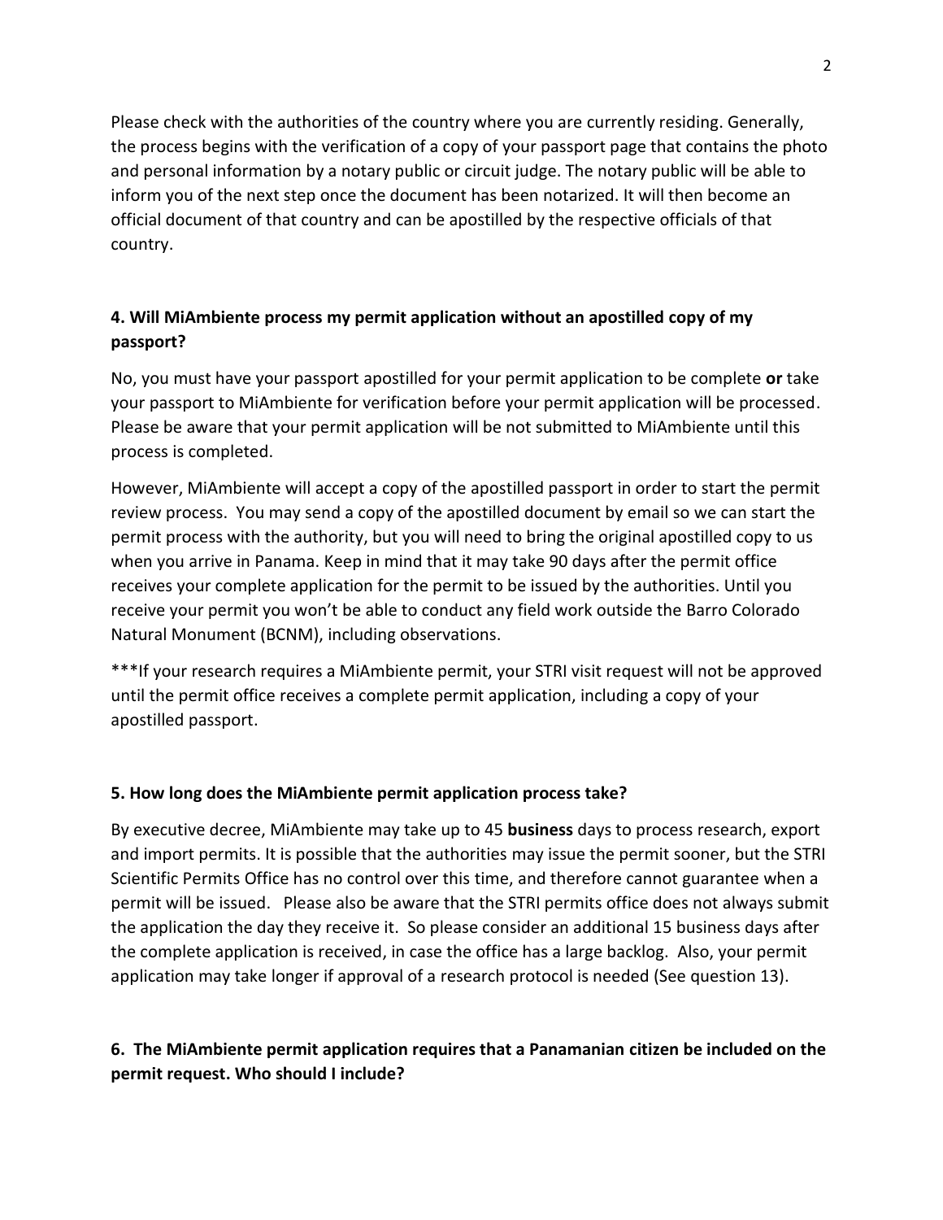Please check with the authorities of the country where you are currently residing. Generally, the process begins with the verification of a copy of your passport page that contains the photo and personal information by a notary public or circuit judge. The notary public will be able to inform you of the next step once the document has been notarized. It will then become an official document of that country and can be apostilled by the respective officials of that country.

### 4. Will MiAmbiente process my permit application without an apostilled copy of my passport?

No, you must have your passport apostilled for your permit application to be complete **or** take your passport to MiAmbiente for verification before your permit application will be processed. Please be aware that your permit application will be not submitted to MiAmbiente until this process is completed.

However, MiAmbiente will accept a copy of the apostilled passport in order to start the permit review process. You may send a copy of the apostilled document by email so we can start the permit process with the authority, but you will need to bring the original apostilled copy to us when you arrive in Panama. Keep in mind that it may take 90 days after the permit office receives your complete application for the permit to be issued by the authorities. Until you receive your permit you won't be able to conduct any field work outside the Barro Colorado Natural Monument (BCNM), including observations.

***If your research requires a MiAmbiente permit, your STRI visit request will not be approved until the permit office receives a complete permit application, including a copy of your apostilled passport.

### 5. How long does the MiAmbiente permit application process take?

By executive decree, MiAmbiente may take up to 45 **business** days to process research, export and import permits. It is possible that the authorities may issue the permit sooner, but the STRI Scientific Permits Office has no control over this time, and therefore cannot guarantee when a permit will be issued. Please also be aware that the STRI permits office does not always submit the application the day they receive it. So please consider an additional 15 business days after the complete application is received, in case the office has a large backlog. Also, your permit application may take longer if approval of a research protocol is needed (See question 13).

### 6. The MiAmbiente permit application requires that a Panamanian citizen be included on the permit request. Who should I include?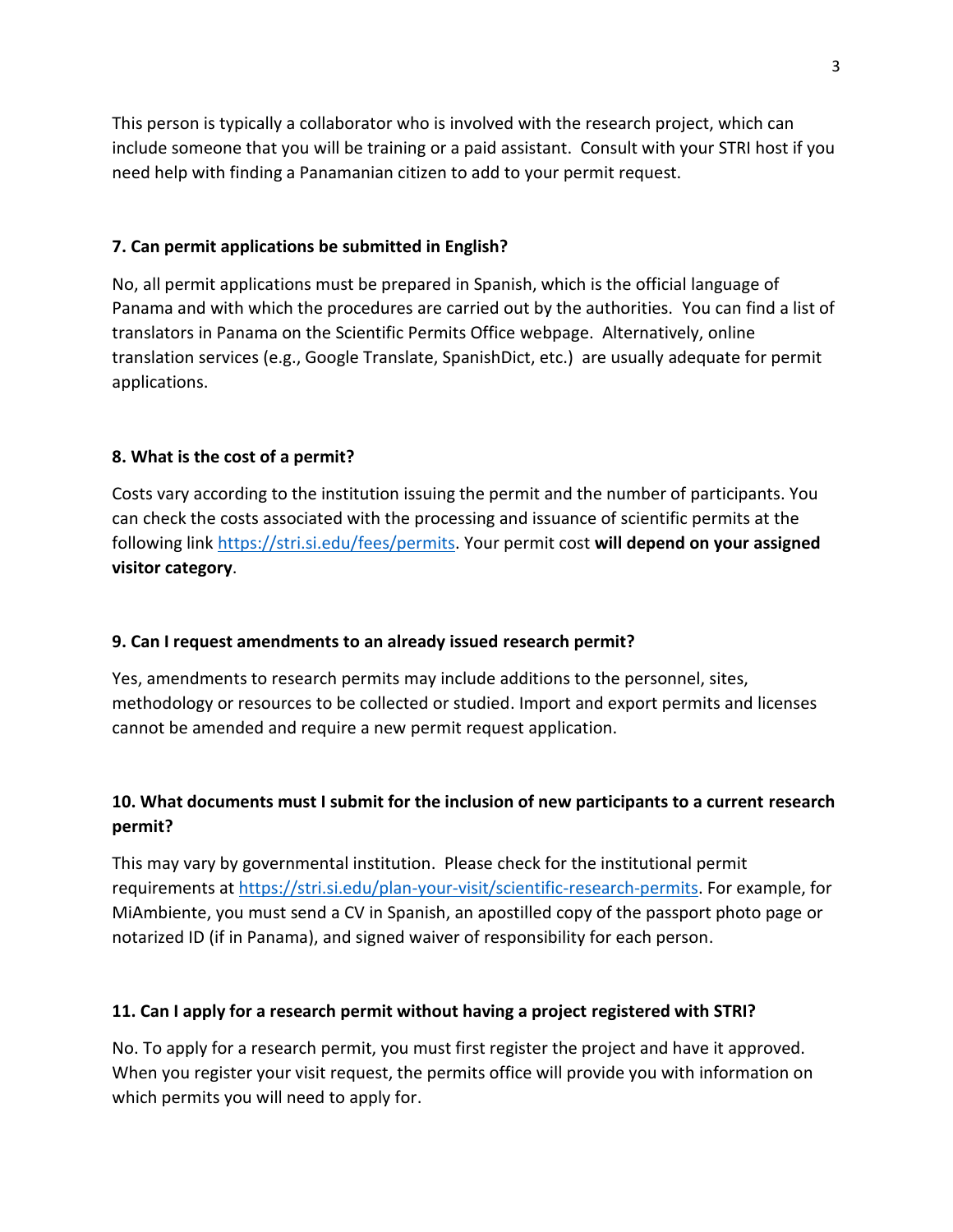This person is typically a collaborator who is involved with the research project, which can include someone that you will be training or a paid assistant. Consult with your STRI host if you need help with finding a Panamanian citizen to add to your permit request.

**7. Can permit applications be submitted in English?**

No, all permit applications must be prepared in Spanish, which is the official language of Panama and with which the procedures are carried out by the authorities. You can find a list of translators in Panama on the Scientific Permits Office webpage. Alternatively, online translation services (e.g., Google Translate, SpanishDict, etc.) are usually adequate for permit applications.

**8. What is the cost of a permit?**

Costs vary according to the institution issuing the permit and the number of participants. You can check the costs associated with the processing and issuance of scientific permits at the following link [https://stri.si.edu/fees/permits](https://stri.si.edu/fees/permits). Your permit cost **will depend on your assigned visitor category**.

**9. Can I request amendments to an already issued research permit?**

Yes, amendments to research permits may include additions to the personnel, sites, methodology or resources to be collected or studied. Import and export permits and licenses cannot be amended and require a new permit request application.

**10. What documents must I submit for the inclusion of new participants to a current research permit?**

This may vary by governmental institution. Please check for the institutional permit requirements at [https://stri.si.edu/plan-your-visit/scientific-research-permits](https://stri.si.edu/plan-your-visit/scientific-research-permits). For example, for MiAmbiente, you must send a CV in Spanish, an apostilled copy of the passport photo page or notarized ID (if in Panama), and signed waiver of responsibility for each person.

**11. Can I apply for a research permit without having a project registered with STRI?**

No. To apply for a research permit, you must first register the project and have it approved. When you register your visit request, the permits office will provide you with information on which permits you will need to apply for.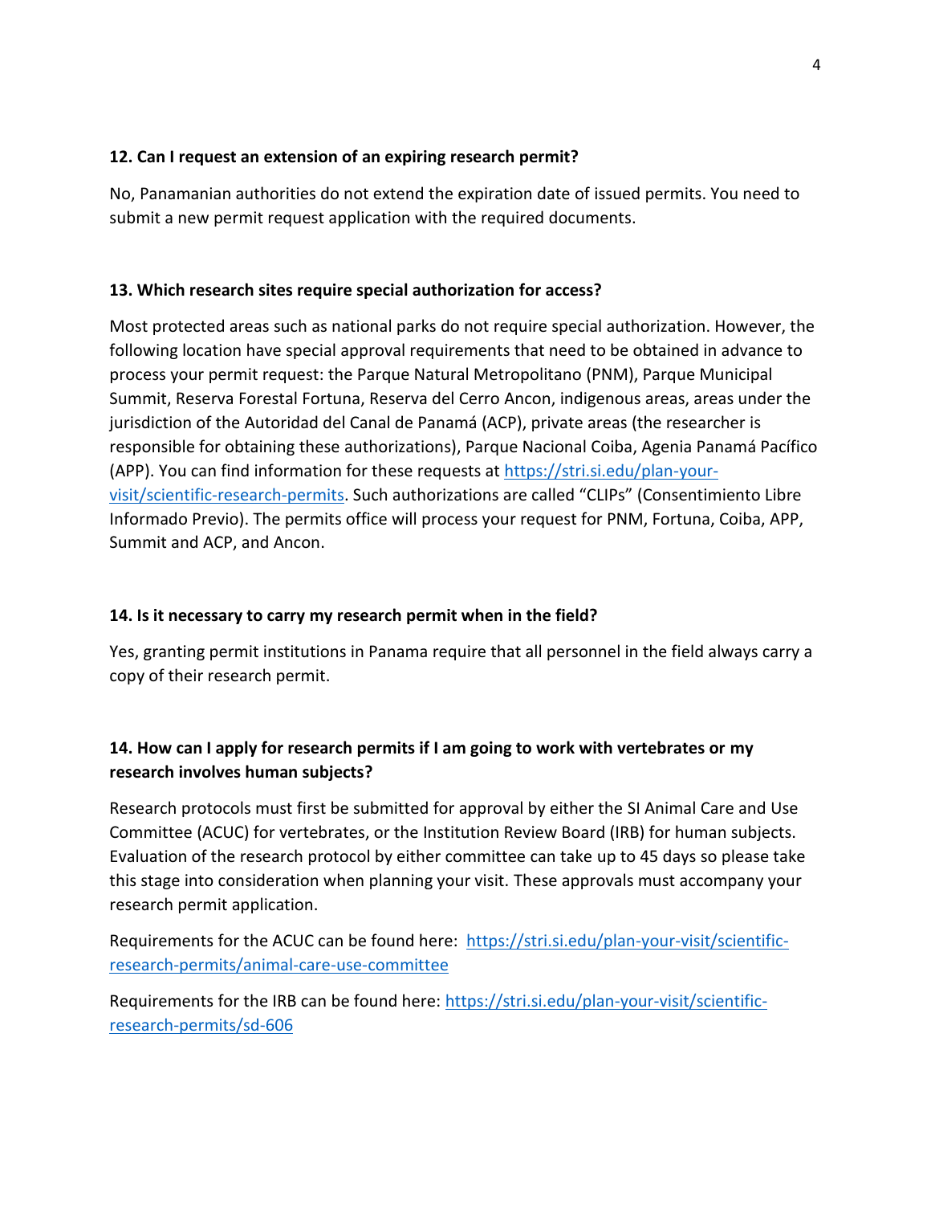**12. Can I request an extension of an expiring research permit?**

No, Panamanian authorities do not extend the expiration date of issued permits. You need to submit a new permit request application with the required documents.

**13. Which research sites require special authorization for access?**

Most protected areas such as national parks do not require special authorization. However, the following location have special approval requirements that need to be obtained in advance to process your permit request: the Parque Natural Metropolitano (PNM), Parque Municipal Summit, Reserva Forestal Fortuna, Reserva del Cerro Ancon, indigenous areas, areas under the jurisdiction of the Autoridad del Canal de Panamá (ACP), private areas (the researcher is responsible for obtaining these authorizations), Parque Nacional Coiba, Agenia Panamá Pacífico (APP). You can find information for these requests at [https://stri.si.edu/plan-your-visit/scientific-research-permits](https://stri.si.edu/plan-your-visit/scientific-research-permits). Such authorizations are called "CLIPs" (Consentimiento Libre Informado Previo). The permits office will process your request for PNM, Fortuna, Coiba, APP, Summit and ACP, and Ancon.

**14. Is it necessary to carry my research permit when in the field?**

Yes, granting permit institutions in Panama require that all personnel in the field always carry a copy of their research permit.

**14. How can I apply for research permits if I am going to work with vertebrates or my research involves human subjects?**

Research protocols must first be submitted for approval by either the SI Animal Care and Use Committee (ACUC) for vertebrates, or the Institution Review Board (IRB) for human subjects. Evaluation of the research protocol by either committee can take up to 45 days so please take this stage into consideration when planning your visit. These approvals must accompany your research permit application.

Requirements for the ACUC can be found here: [https://stri.si.edu/plan-your-visit/scientific-research-permits/animal-care-use-committee](https://stri.si.edu/plan-your-visit/scientific-research-permits/animal-care-use-committee)

Requirements for the IRB can be found here: [https://stri.si.edu/plan-your-visit/scientific-research-permits/sd-606](https://stri.si.edu/plan-your-visit/scientific-research-permits/sd-606)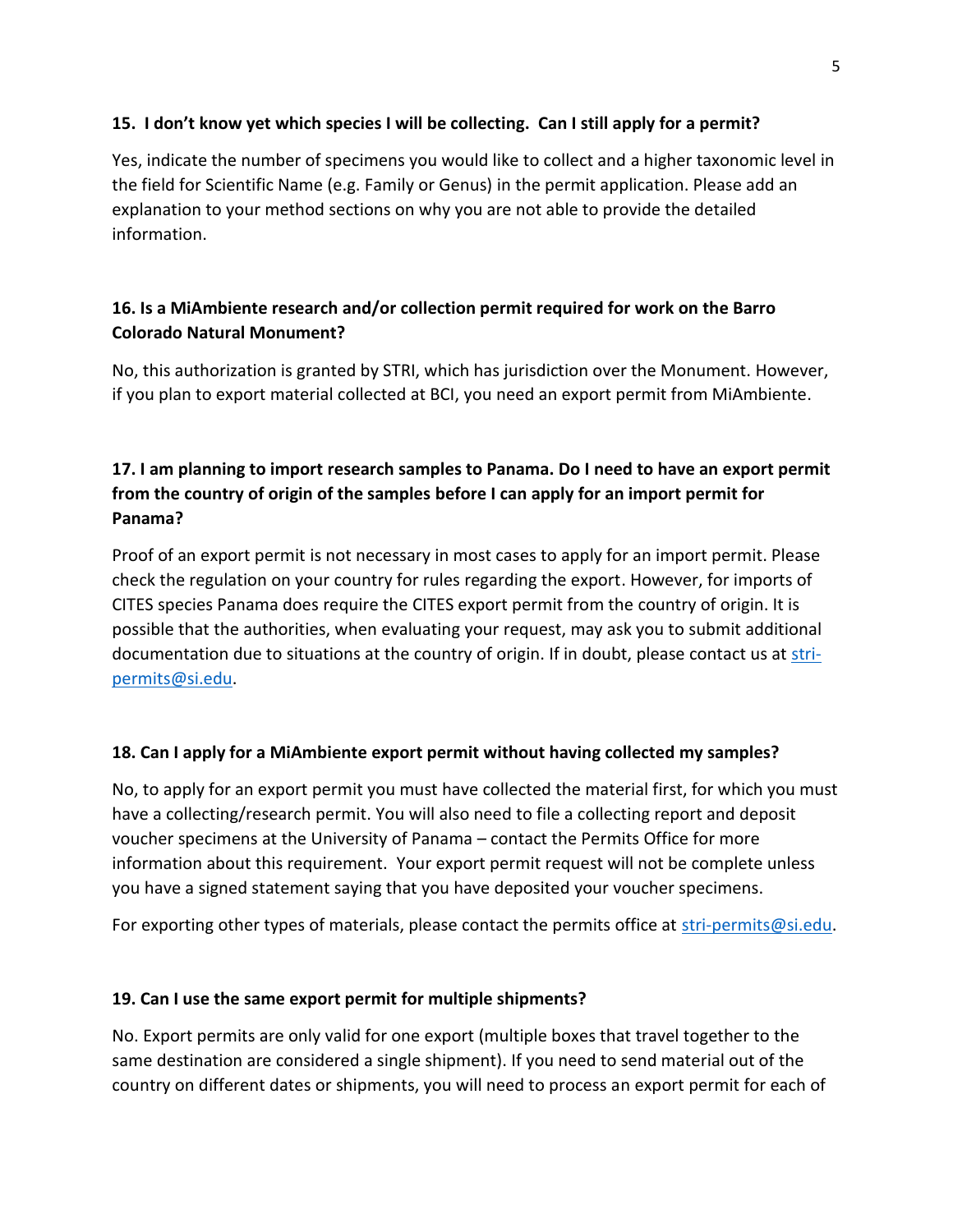**15. I don't know yet which species I will be collecting. Can I still apply for a permit?**

Yes, indicate the number of specimens you would like to collect and a higher taxonomic level in the field for Scientific Name (e.g. Family or Genus) in the permit application. Please add an explanation to your method sections on why you are not able to provide the detailed information.

**16. Is a MiAmbiente research and/or collection permit required for work on the Barro Colorado Natural Monument?**

No, this authorization is granted by STRI, which has jurisdiction over the Monument. However, if you plan to export material collected at BCI, you need an export permit from MiAmbiente.

**17. I am planning to import research samples to Panama. Do I need to have an export permit from the country of origin of the samples before I can apply for an import permit for Panama?**

Proof of an export permit is not necessary in most cases to apply for an import permit. Please check the regulation on your country for rules regarding the export. However, for imports of CITES species Panama does require the CITES export permit from the country of origin. It is possible that the authorities, when evaluating your request, may ask you to submit additional documentation due to situations at the country of origin. If in doubt, please contact us at [stri-permits@si.edu](mailto:stri-permits@si.edu).

**18. Can I apply for a MiAmbiente export permit without having collected my samples?**

No, to apply for an export permit you must have collected the material first, for which you must have a collecting/research permit. You will also need to file a collecting report and deposit voucher specimens at the University of Panama – contact the Permits Office for more information about this requirement. Your export permit request will not be complete unless you have a signed statement saying that you have deposited your voucher specimens.

For exporting other types of materials, please contact the permits office at [stri-permits@si.edu](mailto:stri-permits@si.edu).

**19. Can I use the same export permit for multiple shipments?**

No. Export permits are only valid for one export (multiple boxes that travel together to the same destination are considered a single shipment). If you need to send material out of the country on different dates or shipments, you will need to process an export permit for each of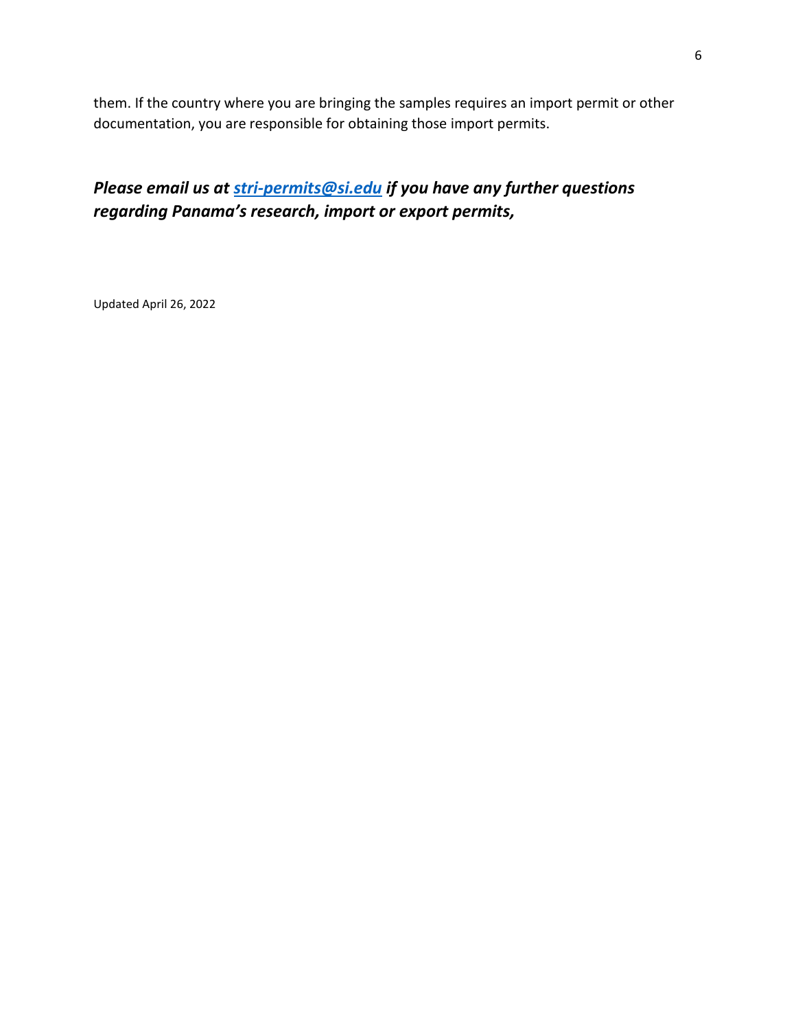them. If the country where you are bringing the samples requires an import permit or other documentation, you are responsible for obtaining those import permits.

***Please email us at [stri-permits@si.edu](mailto:stri-permits@si.edu) if you have any further questions regarding Panama's research, import or export permits,***

Updated April 26, 2022